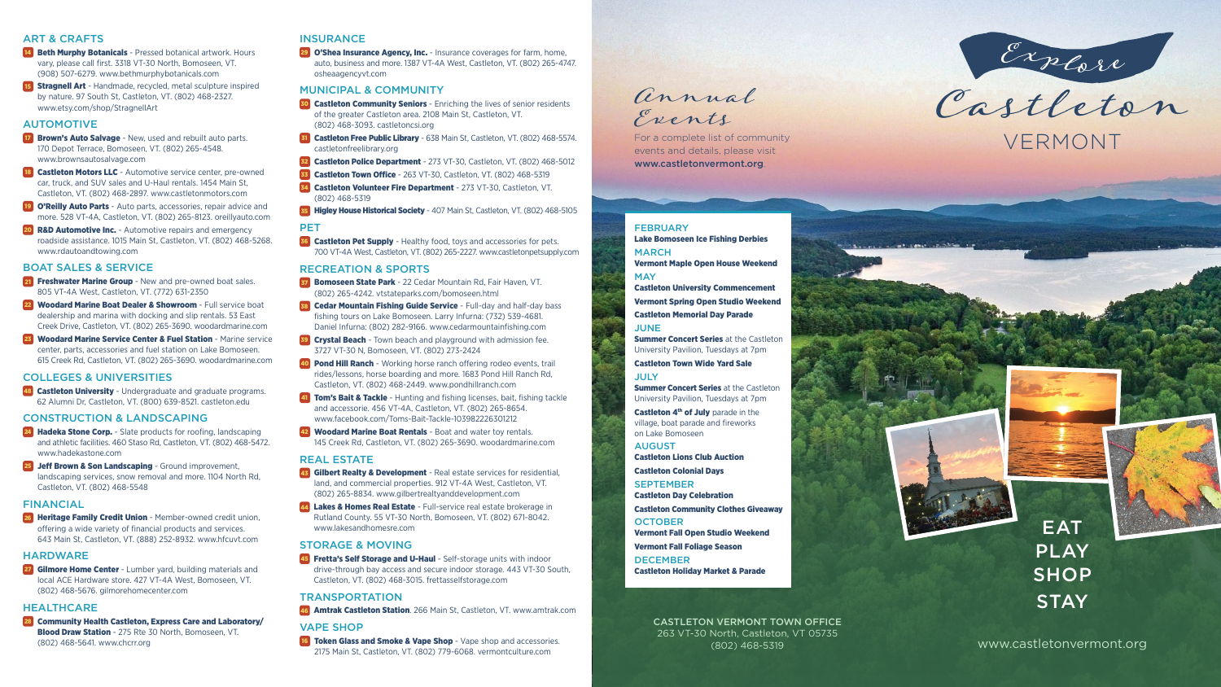## ART & CRAFTS

- **14 Beth Murphy Botanicals** - Pressed botanical artwork. Hours vary, please call first. 3318 VT-30 North, Bomoseen, VT. (908) 507-6279. www.bethmurphybotanicals.com
- **15 Stragnell Art** - Handmade, recycled, metal sculpture inspired by nature. 97 South St, Castleton, VT. (802) 468-2327. www.etsy.com/shop/StragnellArt

## AUTOMOTIVE

- **17 Brown's Auto Salvage** - New, used and rebuilt auto parts. 170 Depot Terrace, Bomoseen, VT. (802) 265-4548. www.brownsautosalvage.com
- **18 Castleton Motors LLC** - Automotive service center, pre-owned car, truck, and SUV sales and U-Haul rentals. 1454 Main St, Castleton, VT. (802) 468-2897. www.castletonmotors.com
- **19 O'Reilly Auto Parts** - Auto parts, accessories, repair advice and more. 528 VT-4A, Castleton, VT. (802) 265-8123. oreillyauto.com
- **20 R&D Automotive Inc.** - Automotive repairs and emergency roadside assistance. 1015 Main St, Castleton, VT. (802) 468-5268. www.rdautoandtowing.com

## BOAT SALES & SERVICE

- **21 Freshwater Marine Group** - New and pre-owned boat sales. 805 VT-4A West, Castleton, VT. (772) 631-2350
- **22 Woodard Marine Boat Dealer & Showroom** - Full service boat dealership and marina with docking and slip rentals. 53 East Creek Drive, Castleton, VT. (802) 265-3690. woodardmarine.com
- **23 Woodard Marine Service Center & Fuel Station** - Marine service center, parts, accessories and fuel station on Lake Bomoseen. 615 Creek Rd, Castleton, VT. (802) 265-3690. woodardmarine.com

## COLLEGES & UNIVERSITIES

- **48 Castleton University** - Undergraduate and graduate programs. 62 Alumni Dr, Castleton, VT. (800) 639-8521. castleton.edu

## CONSTRUCTION & LANDSCAPING

- **24 Hadeka Stone Corp.** - Slate products for roofing, landscaping and athletic facilities. 460 Staso Rd, Castleton, VT. (802) 468-5472. www.hadekastone.com
- **25 Jeff Brown & Son Landscaping** - Ground improvement, landscaping services, snow removal and more. 1104 North Rd, Castleton, VT. (802) 468-5548

## FINANCIAL

- **26 Heritage Family Credit Union** - Member-owned credit union, offering a wide variety of financial products and services. 643 Main St, Castleton, VT. (888) 252-8932. www.hfcuvt.com

## HARDWARE

- **27 Gilmore Home Center** - Lumber yard, building materials and local ACE Hardware store. 427 VT-4A West, Bomoseen, VT. (802) 468-5676. gilmorehomecenter.com

## HEALTHCARE

- **28 Community Health Castleton, Express Care and Laboratory/ Blood Draw Station** - 275 Rte 30 North, Bomoseen, VT. (802) 468-5641. www.chcrr.org

## INSURANCE

- **29 O'Shea Insurance Agency, Inc.** - Insurance coverages for farm, home, auto, business and more. 1387 VT-4A West, Castleton, VT. (802) 265-4747. osheaagencyvt.com

## MUNICIPAL & COMMUNITY

- **30 Castleton Community Seniors** - Enriching the lives of senior residents of the greater Castleton area. 2108 Main St, Castleton, VT. (802) 468-3093. castletoncsi.org
- **31 Castleton Free Public Library** - 638 Main St, Castleton, VT. (802) 468-5574. castletonfreelibrary.org
- **32 Castleton Police Department** - 273 VT-30, Castleton, VT. (802) 468-5012
- **33 Castleton Town Office** - 263 VT-30, Castleton, VT. (802) 468-5319
- **34 Castleton Volunteer Fire Department** - 273 VT-30, Castleton, VT. (802) 468-5319
- **35 Higley House Historical Society** - 407 Main St, Castleton, VT. (802) 468-5105

## PET

- **36 Castleton Pet Supply** - Healthy food, toys and accessories for pets. 700 VT-4A West, Castleton, VT. (802) 265-2227. www.castletonpetsupply.com

## RECREATION & SPORTS

- **37 Bomoseen State Park** - 22 Cedar Mountain Rd, Fair Haven, VT. (802) 265-4242. vtstateparks.com/bomoseen.html
- **38 Cedar Mountain Fishing Guide Service** - Full-day and half-day bass fishing tours on Lake Bomoseen. Larry Infurna: (732) 539-4681. Daniel Infurna: (802) 282-9166. www.cedarmountainfishing.com
- **39 Crystal Beach** - Town beach and playground with admission fee. 3727 VT-30 N, Bomoseen, VT. (802) 273-2424
- **40 Pond Hill Ranch** - Working horse ranch offering rodeo events, trail rides/lessons, horse boarding and more. 1683 Pond Hill Ranch Rd, Castleton, VT. (802) 468-2449. www.pondhillranch.com
- **41 Tom's Bait & Tackle** - Hunting and fishing licenses, bait, fishing tackle and accessorie. 456 VT-4A, Castleton, VT. (802) 265-8654. www.facebook.com/Toms-Bait-Tackle-103982226301212
- **42 Woodard Marine Boat Rentals** - Boat and water toy rentals. 145 Creek Rd, Castleton, VT. (802) 265-3690. woodardmarine.com

## REAL ESTATE

- **43 Gilbert Realty & Development** - Real estate services for residential, land, and commercial properties. 912 VT-4A West, Castleton, VT. (802) 265-8834. www.gilbertrealtyanddevelopment.com
- **44 Lakes & Homes Real Estate** - Full-service real estate brokerage in Rutland County. 55 VT-30 North, Bomoseen, VT. (802) 671-8042. www.lakesandhomesre.com

## STORAGE & MOVING

- **45 Fretta's Self Storage and U-Haul** - Self-storage units with indoor drive-through bay access and secure indoor storage. 443 VT-30 South, Castleton, VT. (802) 468-3015. frettasselfstorage.com

## TRANSPORTATION

- **46 Amtrak Castleton Station**. 266 Main St, Castleton, VT. www.amtrak.com

## VAPE SHOP

- **16 Token Glass and Smoke & Vape Shop** - Vape shop and accessories. 2175 Main St, Castleton, VT. (802) 779-6068. vermontculture.com

# Annual Events

For a complete list of community events and details, please visit **www.castletonvermont.org**.

### FEBRUARY
**Lake Bomoseen Ice Fishing Derbies**

### MARCH
**Vermont Maple Open House Weekend**

### MAY
**Castleton University Commencement**

**Vermont Spring Open Studio Weekend**

**Castleton Memorial Day Parade**

### JUNE
**Summer Concert Series** at the Castleton University Pavilion, Tuesdays at 7pm

**Castleton Town Wide Yard Sale**

### JULY
**Summer Concert Series** at the Castleton University Pavilion, Tuesdays at 7pm

**Castleton 4th of July** parade in the village, boat parade and fireworks on Lake Bomoseen

### AUGUST
**Castleton Lions Club Auction**

**Castleton Colonial Days**

### SEPTEMBER
**Castleton Day Celebration**

**Castleton Community Clothes Giveaway**

### OCTOBER
**Vermont Fall Open Studio Weekend**

**Vermont Fall Foliage Season**

### DECEMBER
**Castleton Holiday Market & Parade**

CASTLETON VERMONT TOWN OFFICE
263 VT-30 North, Castleton, VT 05735
(802) 468-5319

# Explore Castleton VERMONT

EAT
PLAY
SHOP
STAY

www.castletonvermont.org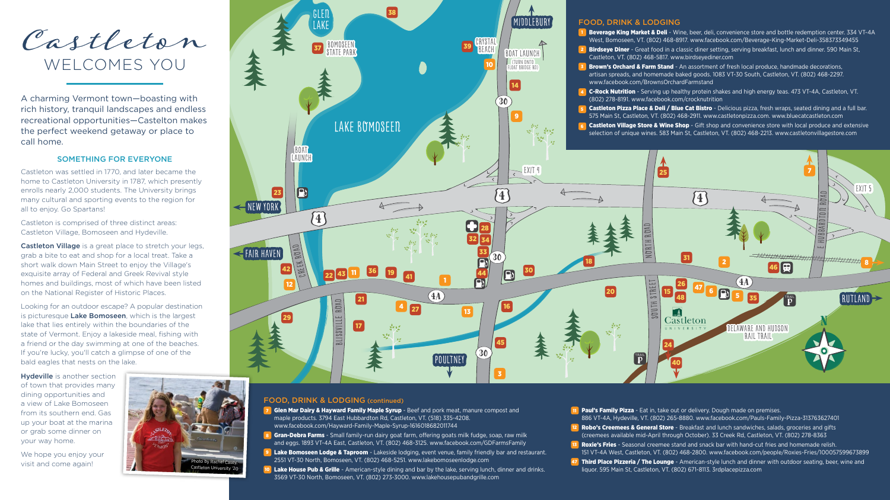# Castleton WELCOMES YOU

A charming Vermont town—boasting with rich history, tranquil landscapes and endless recreational opportunities—Castelton makes the perfect weekend getaway or place to call home.

## SOMETHING FOR EVERYONE

Castleton was settled in 1770, and later became the home to Castleton University in 1787, which presently enrolls nearly 2,000 students. The University brings many cultural and sporting events to the region for all to enjoy. Go Spartans!

Castleton is comprised of three distinct areas: Castleton Village, Bomoseen and Hydeville.

**Castleton Village** is a great place to stretch your legs, grab a bite to eat and shop for a local treat. Take a short walk down Main Street to enjoy the Village's exquisite array of Federal and Greek Revival style homes and buildings, most of which have been listed on the National Register of Historic Places.

Looking for an outdoor escape? A popular destination is picturesque **Lake Bomoseen**, which is the largest lake that lies entirely within the boundaries of the state of Vermont. Enjoy a lakeside meal, fishing with a friend or the day swimming at one of the beaches. If you're lucky, you'll catch a glimpse of one of the bald eagles that nests on the lake.

**Hydeville** is another section of town that provides many dining opportunities and a view of Lake Bomoseen from its southern end. Gas up your boat at the marina or grab some dinner on your way home.

We hope you enjoy your visit and come again!

Photo by Rachel Casey, Castleton University '20

## FOOD, DRINK & LODGING

1. **Beverage King Market & Deli** - Wine, beer, deli, convenience store and bottle redemption center. 334 VT-4A West, Bomoseen, VT. (802) 468-8917. www.facebook.com/Beverage-King-Market-Deli-358373349455
2. **Birdseye Diner** - Great food in a classic diner setting, serving breakfast, lunch and dinner. 590 Main St, Castleton, VT. (802) 468-5817. www.birdseyediner.com
3. **Brown's Orchard & Farm Stand** - An assortment of fresh local produce, handmade decorations, artisan spreads, and homemade baked goods. 1083 VT-30 South, Castleton, VT. (802) 468-2297. www.facebook.com/BrownsOrchardFarmstand
4. **C-Rock Nutrition** - Serving up healthy protein shakes and high energy teas. 473 VT-4A, Castleton, VT. (802) 278-8191. www.facebook.com/crocknutrition
5. **Castleton Pizza Place & Deli / Blue Cat Bistro** - Delicious pizza, fresh wraps, seated dining and a full bar. 575 Main St, Castleton, VT. (802) 468-2911. www.castletonpizza.com. www.bluecatcastleton.com
6. **Castleton Village Store & Wine Shop** - Gift shop and convenience store with local produce and extensive selection of unique wines. 583 Main St, Castleton, VT. (802) 468-2213. www.castletonvillagestore.com

## FOOD, DRINK & LODGING (continued)

7. **Glen Mar Dairy & Hayward Family Maple Syrup** - Beef and pork meat, manure compost and maple products. 3794 East Hubbardton Rd, Castleton, VT. (518) 335-4208. www.facebook.com/Hayward-Family-Maple-Syrup-1616018682011744
8. **Gran-Debra Farms** - Small family-run dairy goat farm, offering goats milk fudge, soap, raw milk and eggs. 1893 VT-4A East, Castleton, VT. (802) 468-3125. www.facebook.com/GDFarmsFamily
9. **Lake Bomoseen Lodge & Taproom** - Lakeside lodging, event venue, family friendly bar and restaurant. 2551 VT-30 North, Bomoseen, VT. (802) 468-5251. www.lakebomoseenlodge.com
10. **Lake House Pub & Grille** - American-style dining and bar by the lake, serving lunch, dinner and drinks. 3569 VT-30 North, Bomoseen, VT. (802) 273-3000. www.lakehousepubandgrille.com
11. **Paul's Family Pizza** - Eat in, take out or delivery. Dough made on premises. 886 VT-4A, Hydeville, VT. (802) 265-8880. www.facebook.com/Pauls-Family-Pizza-313763627401
12. **Robo's Creemees & General Store** - Breakfast and lunch sandwiches, salads, groceries and gifts (creemees available mid-April through October). 33 Creek Rd, Castleton, VT. (802) 278-8363
13. **Roxie's Fries** - Seasonal creemee stand and snack bar with hand-cut fries and homemade relish. 151 VT-4A West, Castleton, VT. (802) 468-2800. www.facebook.com/people/Roxies-Fries/100057599673899

47. **Third Place Pizzeria / The Lounge** - American-style lunch and dinner with outdoor seating, beer, wine and liquor. 595 Main St, Castleton, VT. (802) 671-8113. 3rdplacepizza.com